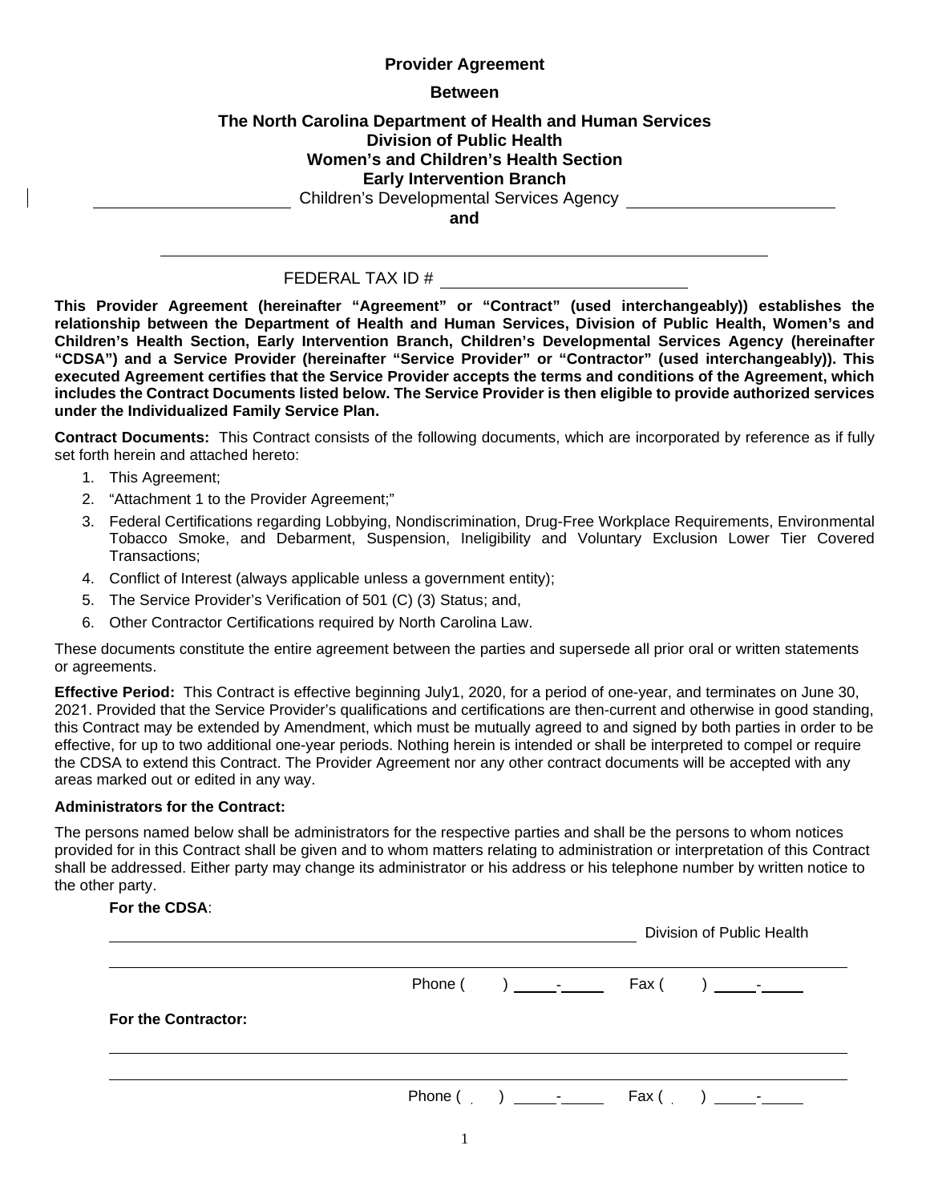**Provider Agreement**

**Between**

**The North Carolina Department of Health and Human Services**
**Division of Public Health**
**Women's and Children's Health Section**
**Early Intervention Branch**
\_\_\_\_\_\_\_\_\_\_\_\_\_\_\_\_\_\_\_\_ Children's Developmental Services Agency \_\_\_\_\_\_\_\_\_\_\_\_\_\_\_\_\_\_\_\_

**and**

\_\_\_\_\_\_\_\_\_\_\_\_\_\_\_\_\_\_\_\_\_\_\_\_\_\_\_\_\_\_\_\_\_\_\_\_\_\_\_\_\_\_\_\_\_\_\_\_\_\_\_\_

FEDERAL TAX ID # \_\_\_\_\_\_\_\_\_\_\_\_\_\_\_\_\_\_\_\_\_\_\_

**This Provider Agreement (hereinafter "Agreement" or "Contract" (used interchangeably)) establishes the relationship between the Department of Health and Human Services, Division of Public Health, Women's and Children's Health Section, Early Intervention Branch, Children's Developmental Services Agency (hereinafter "CDSA") and a Service Provider (hereinafter "Service Provider" or "Contractor" (used interchangeably)). This executed Agreement certifies that the Service Provider accepts the terms and conditions of the Agreement, which includes the Contract Documents listed below. The Service Provider is then eligible to provide authorized services under the Individualized Family Service Plan.**

**Contract Documents:** This Contract consists of the following documents, which are incorporated by reference as if fully set forth herein and attached hereto:

1. This Agreement;
2. "Attachment 1 to the Provider Agreement;"
3. Federal Certifications regarding Lobbying, Nondiscrimination, Drug-Free Workplace Requirements, Environmental Tobacco Smoke, and Debarment, Suspension, Ineligibility and Voluntary Exclusion Lower Tier Covered Transactions;
4. Conflict of Interest (always applicable unless a government entity);
5. The Service Provider's Verification of 501 (C) (3) Status; and,
6. Other Contractor Certifications required by North Carolina Law.

These documents constitute the entire agreement between the parties and supersede all prior oral or written statements or agreements.

**Effective Period:** This Contract is effective beginning July1, 2020, for a period of one-year, and terminates on June 30, 2021. Provided that the Service Provider's qualifications and certifications are then-current and otherwise in good standing, this Contract may be extended by Amendment, which must be mutually agreed to and signed by both parties in order to be effective, for up to two additional one-year periods. Nothing herein is intended or shall be interpreted to compel or require the CDSA to extend this Contract. The Provider Agreement nor any other contract documents will be accepted with any areas marked out or edited in any way.

**Administrators for the Contract:**

The persons named below shall be administrators for the respective parties and shall be the persons to whom notices provided for in this Contract shall be given and to whom matters relating to administration or interpretation of this Contract shall be addressed. Either party may change its administrator or his address or his telephone number by written notice to the other party.

**For the CDSA**:

\_\_\_\_\_\_\_\_\_\_\_\_\_\_\_\_\_\_\_\_\_\_\_\_\_\_\_\_\_\_\_\_\_\_\_\_\_\_\_\_ Division of Public Health

\_\_\_\_\_\_\_\_\_\_\_\_\_\_\_\_\_\_\_\_\_\_\_\_\_\_\_\_\_\_\_\_\_\_\_\_\_\_\_\_\_\_\_\_\_\_\_\_\_\_\_\_

Phone (    ) \_\_\_\_-\_\_\_\_ Fax (    ) \_\_\_\_-\_\_\_\_

**For the Contractor:**

\_\_\_\_\_\_\_\_\_\_\_\_\_\_\_\_\_\_\_\_\_\_\_\_\_\_\_\_\_\_\_\_\_\_\_\_\_\_\_\_\_\_\_\_\_\_\_\_\_\_\_\_

\_\_\_\_\_\_\_\_\_\_\_\_\_\_\_\_\_\_\_\_\_\_\_\_\_\_\_\_\_\_\_\_\_\_\_\_\_\_\_\_\_\_\_\_\_\_\_\_\_\_\_\_

Phone (    ) \_\_\_\_-\_\_\_\_ Fax (    ) \_\_\_\_-\_\_\_\_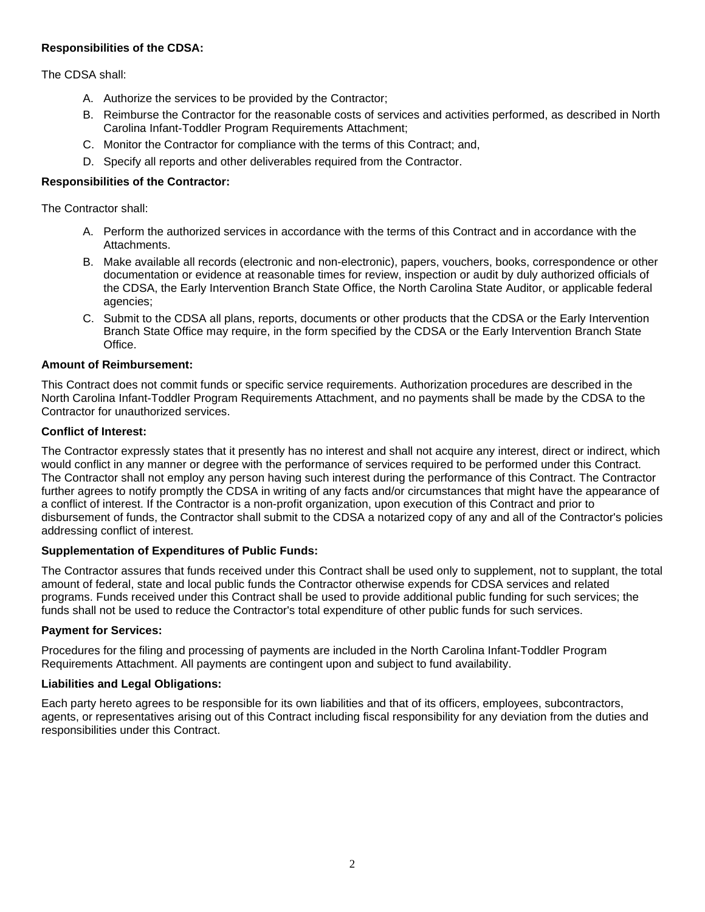**Responsibilities of the CDSA:**

The CDSA shall:

A. Authorize the services to be provided by the Contractor;
B. Reimburse the Contractor for the reasonable costs of services and activities performed, as described in North Carolina Infant-Toddler Program Requirements Attachment;
C. Monitor the Contractor for compliance with the terms of this Contract; and,
D. Specify all reports and other deliverables required from the Contractor.

**Responsibilities of the Contractor:**

The Contractor shall:

A. Perform the authorized services in accordance with the terms of this Contract and in accordance with the Attachments.
B. Make available all records (electronic and non-electronic), papers, vouchers, books, correspondence or other documentation or evidence at reasonable times for review, inspection or audit by duly authorized officials of the CDSA, the Early Intervention Branch State Office, the North Carolina State Auditor, or applicable federal agencies;
C. Submit to the CDSA all plans, reports, documents or other products that the CDSA or the Early Intervention Branch State Office may require, in the form specified by the CDSA or the Early Intervention Branch State Office.

**Amount of Reimbursement:**

This Contract does not commit funds or specific service requirements. Authorization procedures are described in the North Carolina Infant-Toddler Program Requirements Attachment, and no payments shall be made by the CDSA to the Contractor for unauthorized services.

**Conflict of Interest:**

The Contractor expressly states that it presently has no interest and shall not acquire any interest, direct or indirect, which would conflict in any manner or degree with the performance of services required to be performed under this Contract. The Contractor shall not employ any person having such interest during the performance of this Contract. The Contractor further agrees to notify promptly the CDSA in writing of any facts and/or circumstances that might have the appearance of a conflict of interest. If the Contractor is a non-profit organization, upon execution of this Contract and prior to disbursement of funds, the Contractor shall submit to the CDSA a notarized copy of any and all of the Contractor's policies addressing conflict of interest.

**Supplementation of Expenditures of Public Funds:**

The Contractor assures that funds received under this Contract shall be used only to supplement, not to supplant, the total amount of federal, state and local public funds the Contractor otherwise expends for CDSA services and related programs. Funds received under this Contract shall be used to provide additional public funding for such services; the funds shall not be used to reduce the Contractor's total expenditure of other public funds for such services.

**Payment for Services:**

Procedures for the filing and processing of payments are included in the North Carolina Infant-Toddler Program Requirements Attachment. All payments are contingent upon and subject to fund availability.

**Liabilities and Legal Obligations:**

Each party hereto agrees to be responsible for its own liabilities and that of its officers, employees, subcontractors, agents, or representatives arising out of this Contract including fiscal responsibility for any deviation from the duties and responsibilities under this Contract.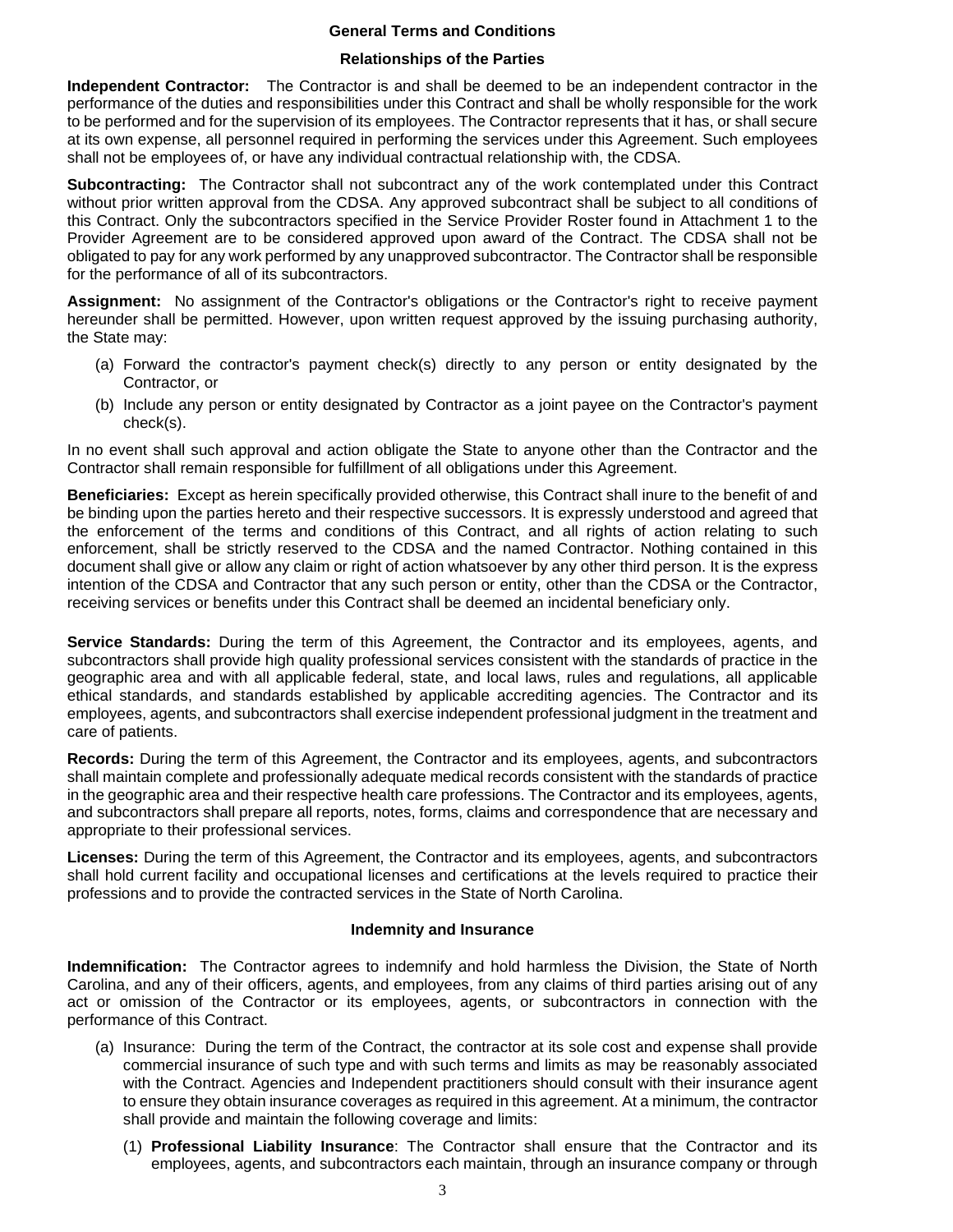## General Terms and Conditions

### Relationships of the Parties

**Independent Contractor:** The Contractor is and shall be deemed to be an independent contractor in the performance of the duties and responsibilities under this Contract and shall be wholly responsible for the work to be performed and for the supervision of its employees. The Contractor represents that it has, or shall secure at its own expense, all personnel required in performing the services under this Agreement. Such employees shall not be employees of, or have any individual contractual relationship with, the CDSA.

**Subcontracting:** The Contractor shall not subcontract any of the work contemplated under this Contract without prior written approval from the CDSA. Any approved subcontract shall be subject to all conditions of this Contract. Only the subcontractors specified in the Service Provider Roster found in Attachment 1 to the Provider Agreement are to be considered approved upon award of the Contract. The CDSA shall not be obligated to pay for any work performed by any unapproved subcontractor. The Contractor shall be responsible for the performance of all of its subcontractors.

**Assignment:** No assignment of the Contractor's obligations or the Contractor's right to receive payment hereunder shall be permitted. However, upon written request approved by the issuing purchasing authority, the State may:

(a) Forward the contractor's payment check(s) directly to any person or entity designated by the Contractor, or

(b) Include any person or entity designated by Contractor as a joint payee on the Contractor's payment check(s).

In no event shall such approval and action obligate the State to anyone other than the Contractor and the Contractor shall remain responsible for fulfillment of all obligations under this Agreement.

**Beneficiaries:** Except as herein specifically provided otherwise, this Contract shall inure to the benefit of and be binding upon the parties hereto and their respective successors. It is expressly understood and agreed that the enforcement of the terms and conditions of this Contract, and all rights of action relating to such enforcement, shall be strictly reserved to the CDSA and the named Contractor. Nothing contained in this document shall give or allow any claim or right of action whatsoever by any other third person. It is the express intention of the CDSA and Contractor that any such person or entity, other than the CDSA or the Contractor, receiving services or benefits under this Contract shall be deemed an incidental beneficiary only.

**Service Standards:** During the term of this Agreement, the Contractor and its employees, agents, and subcontractors shall provide high quality professional services consistent with the standards of practice in the geographic area and with all applicable federal, state, and local laws, rules and regulations, all applicable ethical standards, and standards established by applicable accrediting agencies. The Contractor and its employees, agents, and subcontractors shall exercise independent professional judgment in the treatment and care of patients.

**Records:** During the term of this Agreement, the Contractor and its employees, agents, and subcontractors shall maintain complete and professionally adequate medical records consistent with the standards of practice in the geographic area and their respective health care professions. The Contractor and its employees, agents, and subcontractors shall prepare all reports, notes, forms, claims and correspondence that are necessary and appropriate to their professional services.

**Licenses:** During the term of this Agreement, the Contractor and its employees, agents, and subcontractors shall hold current facility and occupational licenses and certifications at the levels required to practice their professions and to provide the contracted services in the State of North Carolina.

### Indemnity and Insurance

**Indemnification:** The Contractor agrees to indemnify and hold harmless the Division, the State of North Carolina, and any of their officers, agents, and employees, from any claims of third parties arising out of any act or omission of the Contractor or its employees, agents, or subcontractors in connection with the performance of this Contract.

(a) Insurance: During the term of the Contract, the contractor at its sole cost and expense shall provide commercial insurance of such type and with such terms and limits as may be reasonably associated with the Contract. Agencies and Independent practitioners should consult with their insurance agent to ensure they obtain insurance coverages as required in this agreement. At a minimum, the contractor shall provide and maintain the following coverage and limits:

(1) **Professional Liability Insurance**: The Contractor shall ensure that the Contractor and its employees, agents, and subcontractors each maintain, through an insurance company or through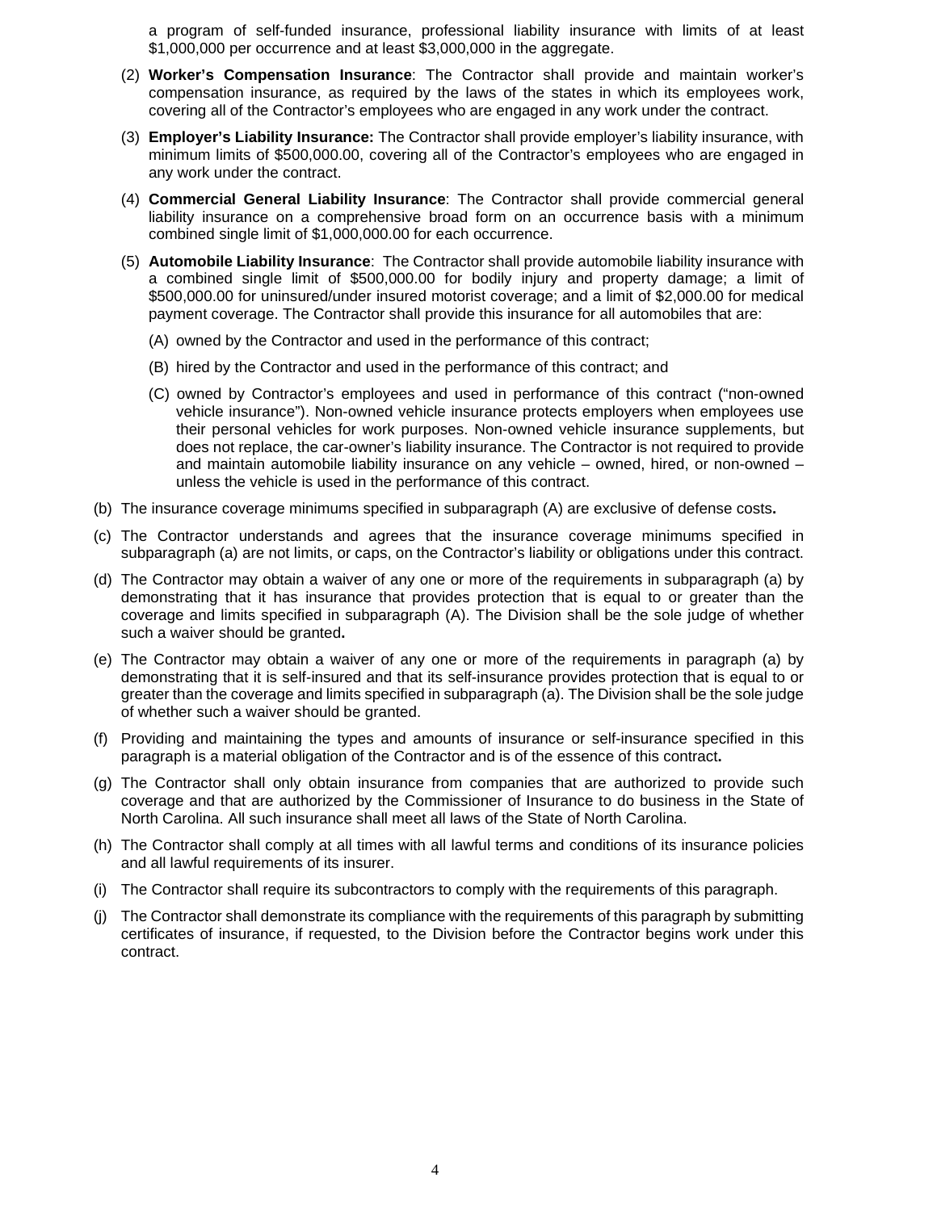a program of self-funded insurance, professional liability insurance with limits of at least $1,000,000 per occurrence and at least $3,000,000 in the aggregate.

(2) **Worker's Compensation Insurance**: The Contractor shall provide and maintain worker's compensation insurance, as required by the laws of the states in which its employees work, covering all of the Contractor's employees who are engaged in any work under the contract.

(3) **Employer's Liability Insurance:** The Contractor shall provide employer's liability insurance, with minimum limits of $500,000.00, covering all of the Contractor's employees who are engaged in any work under the contract.

(4) **Commercial General Liability Insurance**: The Contractor shall provide commercial general liability insurance on a comprehensive broad form on an occurrence basis with a minimum combined single limit of $1,000,000.00 for each occurrence.

(5) **Automobile Liability Insurance**: The Contractor shall provide automobile liability insurance with a combined single limit of $500,000.00 for bodily injury and property damage; a limit of $500,000.00 for uninsured/under insured motorist coverage; and a limit of $2,000.00 for medical payment coverage. The Contractor shall provide this insurance for all automobiles that are:

(A) owned by the Contractor and used in the performance of this contract;

(B) hired by the Contractor and used in the performance of this contract; and

(C) owned by Contractor's employees and used in performance of this contract ("non-owned vehicle insurance"). Non-owned vehicle insurance protects employers when employees use their personal vehicles for work purposes. Non-owned vehicle insurance supplements, but does not replace, the car-owner's liability insurance. The Contractor is not required to provide and maintain automobile liability insurance on any vehicle – owned, hired, or non-owned – unless the vehicle is used in the performance of this contract.

(b) The insurance coverage minimums specified in subparagraph (A) are exclusive of defense costs**.**

(c) The Contractor understands and agrees that the insurance coverage minimums specified in subparagraph (a) are not limits, or caps, on the Contractor's liability or obligations under this contract.

(d) The Contractor may obtain a waiver of any one or more of the requirements in subparagraph (a) by demonstrating that it has insurance that provides protection that is equal to or greater than the coverage and limits specified in subparagraph (A). The Division shall be the sole judge of whether such a waiver should be granted**.**

(e) The Contractor may obtain a waiver of any one or more of the requirements in paragraph (a) by demonstrating that it is self-insured and that its self-insurance provides protection that is equal to or greater than the coverage and limits specified in subparagraph (a). The Division shall be the sole judge of whether such a waiver should be granted.

(f) Providing and maintaining the types and amounts of insurance or self-insurance specified in this paragraph is a material obligation of the Contractor and is of the essence of this contract**.**

(g) The Contractor shall only obtain insurance from companies that are authorized to provide such coverage and that are authorized by the Commissioner of Insurance to do business in the State of North Carolina. All such insurance shall meet all laws of the State of North Carolina.

(h) The Contractor shall comply at all times with all lawful terms and conditions of its insurance policies and all lawful requirements of its insurer.

(i) The Contractor shall require its subcontractors to comply with the requirements of this paragraph.

(j) The Contractor shall demonstrate its compliance with the requirements of this paragraph by submitting certificates of insurance, if requested, to the Division before the Contractor begins work under this contract.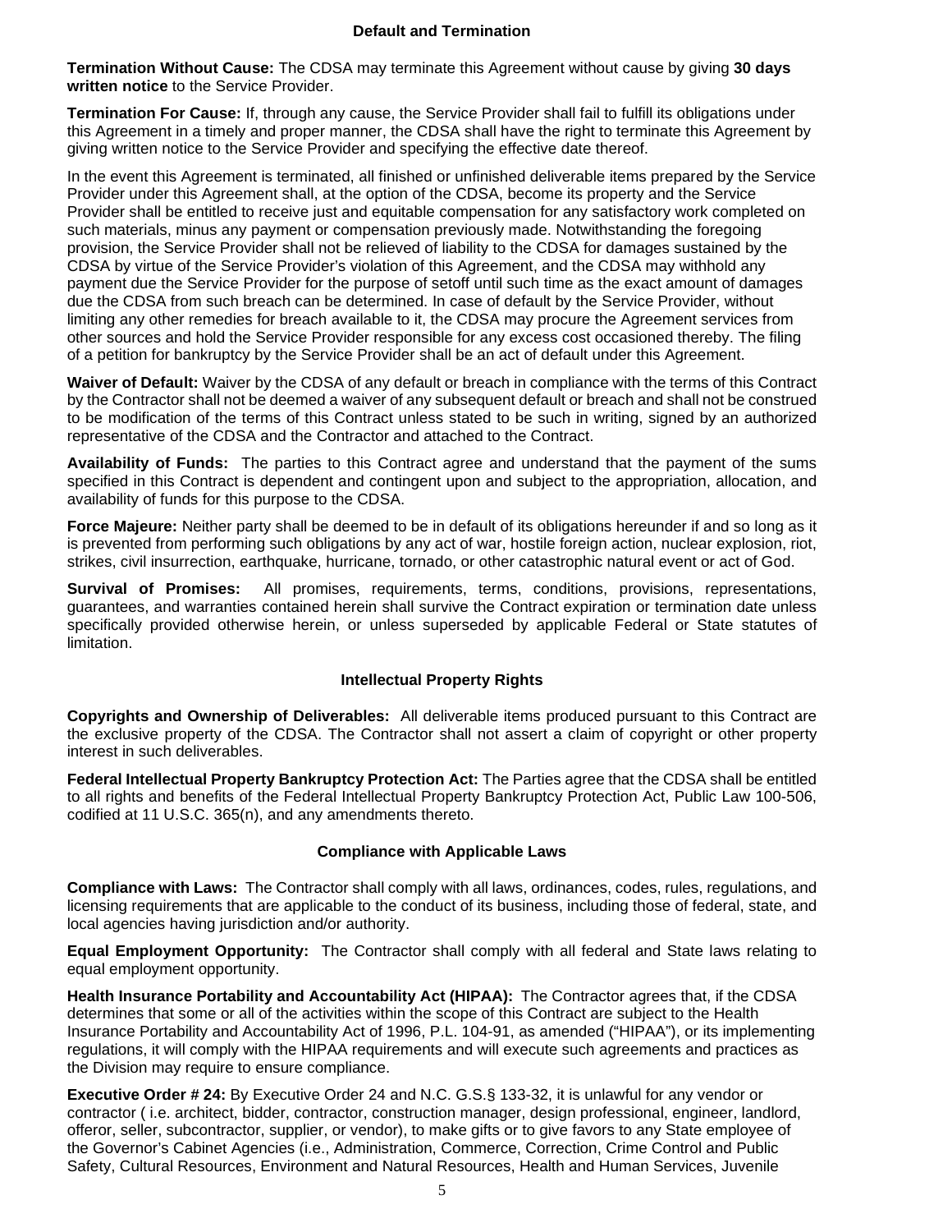## Default and Termination

**Termination Without Cause:** The CDSA may terminate this Agreement without cause by giving **30 days written notice** to the Service Provider.

**Termination For Cause:** If, through any cause, the Service Provider shall fail to fulfill its obligations under this Agreement in a timely and proper manner, the CDSA shall have the right to terminate this Agreement by giving written notice to the Service Provider and specifying the effective date thereof.

In the event this Agreement is terminated, all finished or unfinished deliverable items prepared by the Service Provider under this Agreement shall, at the option of the CDSA, become its property and the Service Provider shall be entitled to receive just and equitable compensation for any satisfactory work completed on such materials, minus any payment or compensation previously made. Notwithstanding the foregoing provision, the Service Provider shall not be relieved of liability to the CDSA for damages sustained by the CDSA by virtue of the Service Provider's violation of this Agreement, and the CDSA may withhold any payment due the Service Provider for the purpose of setoff until such time as the exact amount of damages due the CDSA from such breach can be determined. In case of default by the Service Provider, without limiting any other remedies for breach available to it, the CDSA may procure the Agreement services from other sources and hold the Service Provider responsible for any excess cost occasioned thereby. The filing of a petition for bankruptcy by the Service Provider shall be an act of default under this Agreement.

**Waiver of Default:** Waiver by the CDSA of any default or breach in compliance with the terms of this Contract by the Contractor shall not be deemed a waiver of any subsequent default or breach and shall not be construed to be modification of the terms of this Contract unless stated to be such in writing, signed by an authorized representative of the CDSA and the Contractor and attached to the Contract.

**Availability of Funds:** The parties to this Contract agree and understand that the payment of the sums specified in this Contract is dependent and contingent upon and subject to the appropriation, allocation, and availability of funds for this purpose to the CDSA.

**Force Majeure:** Neither party shall be deemed to be in default of its obligations hereunder if and so long as it is prevented from performing such obligations by any act of war, hostile foreign action, nuclear explosion, riot, strikes, civil insurrection, earthquake, hurricane, tornado, or other catastrophic natural event or act of God.

**Survival of Promises:** All promises, requirements, terms, conditions, provisions, representations, guarantees, and warranties contained herein shall survive the Contract expiration or termination date unless specifically provided otherwise herein, or unless superseded by applicable Federal or State statutes of limitation.

## Intellectual Property Rights

**Copyrights and Ownership of Deliverables:** All deliverable items produced pursuant to this Contract are the exclusive property of the CDSA. The Contractor shall not assert a claim of copyright or other property interest in such deliverables.

**Federal Intellectual Property Bankruptcy Protection Act:** The Parties agree that the CDSA shall be entitled to all rights and benefits of the Federal Intellectual Property Bankruptcy Protection Act, Public Law 100-506, codified at 11 U.S.C. 365(n), and any amendments thereto.

## Compliance with Applicable Laws

**Compliance with Laws:** The Contractor shall comply with all laws, ordinances, codes, rules, regulations, and licensing requirements that are applicable to the conduct of its business, including those of federal, state, and local agencies having jurisdiction and/or authority.

**Equal Employment Opportunity:** The Contractor shall comply with all federal and State laws relating to equal employment opportunity.

**Health Insurance Portability and Accountability Act (HIPAA):** The Contractor agrees that, if the CDSA determines that some or all of the activities within the scope of this Contract are subject to the Health Insurance Portability and Accountability Act of 1996, P.L. 104-91, as amended ("HIPAA"), or its implementing regulations, it will comply with the HIPAA requirements and will execute such agreements and practices as the Division may require to ensure compliance.

**Executive Order # 24:** By Executive Order 24 and N.C. G.S.§ 133-32, it is unlawful for any vendor or contractor ( i.e. architect, bidder, contractor, construction manager, design professional, engineer, landlord, offeror, seller, subcontractor, supplier, or vendor), to make gifts or to give favors to any State employee of the Governor's Cabinet Agencies (i.e., Administration, Commerce, Correction, Crime Control and Public Safety, Cultural Resources, Environment and Natural Resources, Health and Human Services, Juvenile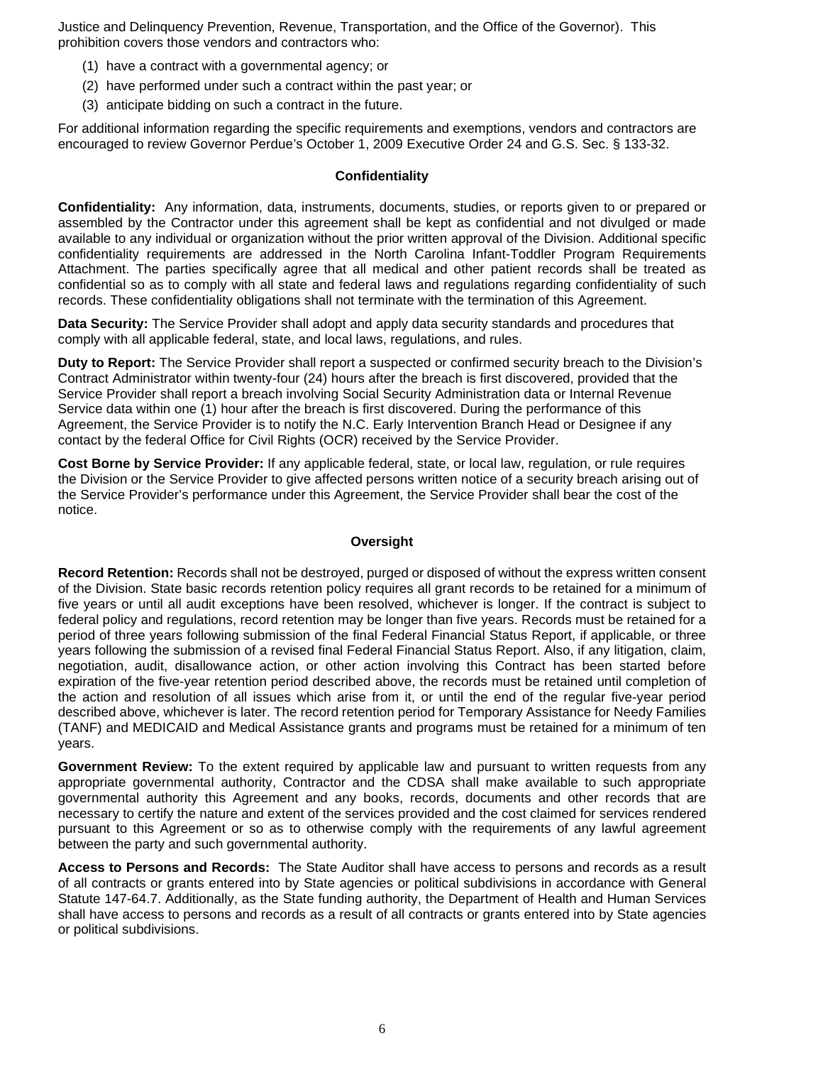Justice and Delinquency Prevention, Revenue, Transportation, and the Office of the Governor). This prohibition covers those vendors and contractors who:

(1) have a contract with a governmental agency; or

(2) have performed under such a contract within the past year; or

(3) anticipate bidding on such a contract in the future.

For additional information regarding the specific requirements and exemptions, vendors and contractors are encouraged to review Governor Perdue's October 1, 2009 Executive Order 24 and G.S. Sec. § 133-32.

## Confidentiality

**Confidentiality:** Any information, data, instruments, documents, studies, or reports given to or prepared or assembled by the Contractor under this agreement shall be kept as confidential and not divulged or made available to any individual or organization without the prior written approval of the Division. Additional specific confidentiality requirements are addressed in the North Carolina Infant-Toddler Program Requirements Attachment. The parties specifically agree that all medical and other patient records shall be treated as confidential so as to comply with all state and federal laws and regulations regarding confidentiality of such records. These confidentiality obligations shall not terminate with the termination of this Agreement.

**Data Security:** The Service Provider shall adopt and apply data security standards and procedures that comply with all applicable federal, state, and local laws, regulations, and rules.

**Duty to Report:** The Service Provider shall report a suspected or confirmed security breach to the Division's Contract Administrator within twenty-four (24) hours after the breach is first discovered, provided that the Service Provider shall report a breach involving Social Security Administration data or Internal Revenue Service data within one (1) hour after the breach is first discovered. During the performance of this Agreement, the Service Provider is to notify the N.C. Early Intervention Branch Head or Designee if any contact by the federal Office for Civil Rights (OCR) received by the Service Provider.

**Cost Borne by Service Provider:** If any applicable federal, state, or local law, regulation, or rule requires the Division or the Service Provider to give affected persons written notice of a security breach arising out of the Service Provider's performance under this Agreement, the Service Provider shall bear the cost of the notice.

## Oversight

**Record Retention:** Records shall not be destroyed, purged or disposed of without the express written consent of the Division. State basic records retention policy requires all grant records to be retained for a minimum of five years or until all audit exceptions have been resolved, whichever is longer. If the contract is subject to federal policy and regulations, record retention may be longer than five years. Records must be retained for a period of three years following submission of the final Federal Financial Status Report, if applicable, or three years following the submission of a revised final Federal Financial Status Report. Also, if any litigation, claim, negotiation, audit, disallowance action, or other action involving this Contract has been started before expiration of the five-year retention period described above, the records must be retained until completion of the action and resolution of all issues which arise from it, or until the end of the regular five-year period described above, whichever is later. The record retention period for Temporary Assistance for Needy Families (TANF) and MEDICAID and Medical Assistance grants and programs must be retained for a minimum of ten years.

**Government Review:** To the extent required by applicable law and pursuant to written requests from any appropriate governmental authority, Contractor and the CDSA shall make available to such appropriate governmental authority this Agreement and any books, records, documents and other records that are necessary to certify the nature and extent of the services provided and the cost claimed for services rendered pursuant to this Agreement or so as to otherwise comply with the requirements of any lawful agreement between the party and such governmental authority.

**Access to Persons and Records:** The State Auditor shall have access to persons and records as a result of all contracts or grants entered into by State agencies or political subdivisions in accordance with General Statute 147-64.7. Additionally, as the State funding authority, the Department of Health and Human Services shall have access to persons and records as a result of all contracts or grants entered into by State agencies or political subdivisions.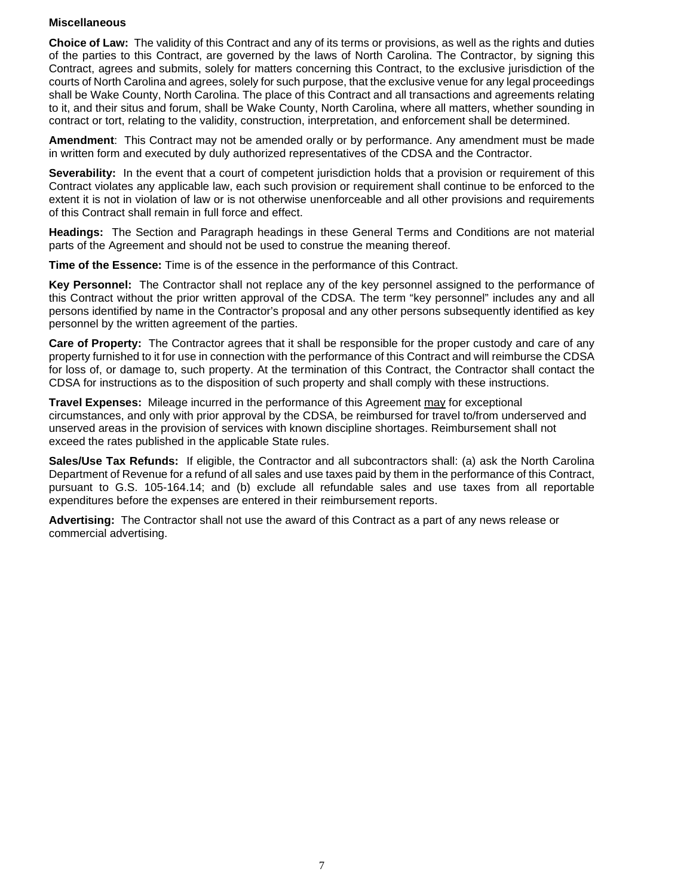**Miscellaneous**

**Choice of Law:** The validity of this Contract and any of its terms or provisions, as well as the rights and duties of the parties to this Contract, are governed by the laws of North Carolina. The Contractor, by signing this Contract, agrees and submits, solely for matters concerning this Contract, to the exclusive jurisdiction of the courts of North Carolina and agrees, solely for such purpose, that the exclusive venue for any legal proceedings shall be Wake County, North Carolina. The place of this Contract and all transactions and agreements relating to it, and their situs and forum, shall be Wake County, North Carolina, where all matters, whether sounding in contract or tort, relating to the validity, construction, interpretation, and enforcement shall be determined.

**Amendment**: This Contract may not be amended orally or by performance. Any amendment must be made in written form and executed by duly authorized representatives of the CDSA and the Contractor.

**Severability:** In the event that a court of competent jurisdiction holds that a provision or requirement of this Contract violates any applicable law, each such provision or requirement shall continue to be enforced to the extent it is not in violation of law or is not otherwise unenforceable and all other provisions and requirements of this Contract shall remain in full force and effect.

**Headings:** The Section and Paragraph headings in these General Terms and Conditions are not material parts of the Agreement and should not be used to construe the meaning thereof.

**Time of the Essence:** Time is of the essence in the performance of this Contract.

**Key Personnel:** The Contractor shall not replace any of the key personnel assigned to the performance of this Contract without the prior written approval of the CDSA. The term "key personnel" includes any and all persons identified by name in the Contractor's proposal and any other persons subsequently identified as key personnel by the written agreement of the parties.

**Care of Property:** The Contractor agrees that it shall be responsible for the proper custody and care of any property furnished to it for use in connection with the performance of this Contract and will reimburse the CDSA for loss of, or damage to, such property. At the termination of this Contract, the Contractor shall contact the CDSA for instructions as to the disposition of such property and shall comply with these instructions.

**Travel Expenses:** Mileage incurred in the performance of this Agreement may for exceptional circumstances, and only with prior approval by the CDSA, be reimbursed for travel to/from underserved and unserved areas in the provision of services with known discipline shortages. Reimbursement shall not exceed the rates published in the applicable State rules.

**Sales/Use Tax Refunds:** If eligible, the Contractor and all subcontractors shall: (a) ask the North Carolina Department of Revenue for a refund of all sales and use taxes paid by them in the performance of this Contract, pursuant to G.S. 105-164.14; and (b) exclude all refundable sales and use taxes from all reportable expenditures before the expenses are entered in their reimbursement reports.

**Advertising:** The Contractor shall not use the award of this Contract as a part of any news release or commercial advertising.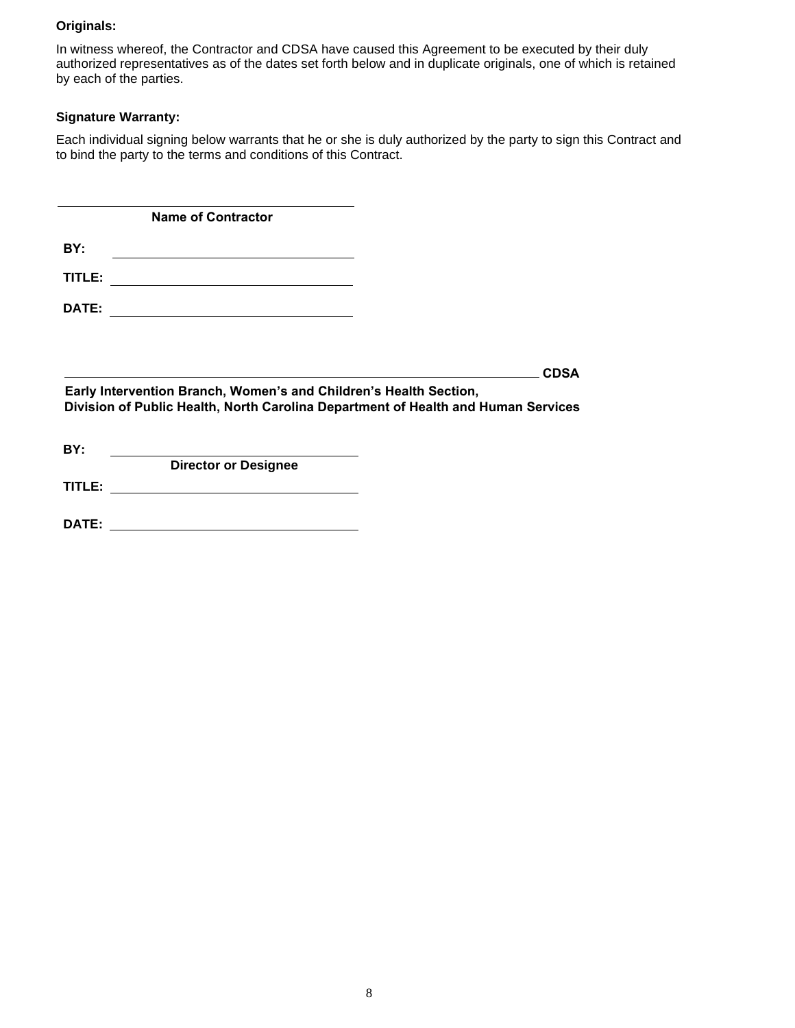**Originals:**

In witness whereof, the Contractor and CDSA have caused this Agreement to be executed by their duly authorized representatives as of the dates set forth below and in duplicate originals, one of which is retained by each of the parties.

**Signature Warranty:**

Each individual signing below warrants that he or she is duly authorized by the party to sign this Contract and to bind the party to the terms and conditions of this Contract.

\_\_\_\_\_\_\_\_\_\_\_\_\_\_\_\_\_\_\_\_\_\_\_\_\_\_\_\_\_\_\_\_\_\_\_\_

**Name of Contractor**

**BY:** \_\_\_\_\_\_\_\_\_\_\_\_\_\_\_\_\_\_\_\_\_\_\_\_\_\_\_\_\_\_

**TITLE:** \_\_\_\_\_\_\_\_\_\_\_\_\_\_\_\_\_\_\_\_\_\_\_\_\_\_\_\_\_\_

**DATE:** \_\_\_\_\_\_\_\_\_\_\_\_\_\_\_\_\_\_\_\_\_\_\_\_\_\_\_\_\_\_

\_\_\_\_\_\_\_\_\_\_\_\_\_\_\_\_\_\_\_\_\_\_\_\_\_\_\_\_\_\_\_\_\_\_\_\_\_\_\_\_\_\_\_\_\_\_\_\_\_\_\_\_\_\_\_\_ **CDSA**

**Early Intervention Branch, Women's and Children's Health Section,**
**Division of Public Health, North Carolina Department of Health and Human Services**

**BY:** \_\_\_\_\_\_\_\_\_\_\_\_\_\_\_\_\_\_\_\_\_\_\_\_\_\_\_\_\_\_

**Director or Designee**

**TITLE:** \_\_\_\_\_\_\_\_\_\_\_\_\_\_\_\_\_\_\_\_\_\_\_\_\_\_\_\_\_\_

**DATE:** \_\_\_\_\_\_\_\_\_\_\_\_\_\_\_\_\_\_\_\_\_\_\_\_\_\_\_\_\_\_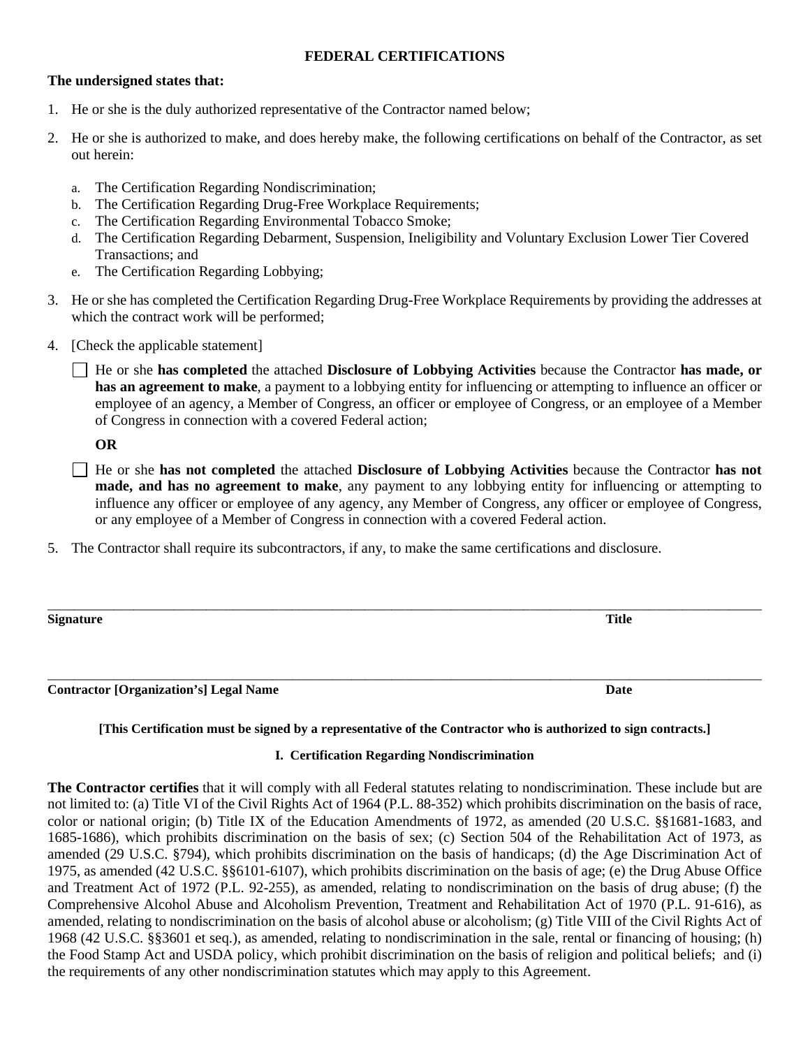# FEDERAL CERTIFICATIONS

**The undersigned states that:**

1. He or she is the duly authorized representative of the Contractor named below;

2. He or she is authorized to make, and does hereby make, the following certifications on behalf of the Contractor, as set out herein:

   a. The Certification Regarding Nondiscrimination;
   b. The Certification Regarding Drug-Free Workplace Requirements;
   c. The Certification Regarding Environmental Tobacco Smoke;
   d. The Certification Regarding Debarment, Suspension, Ineligibility and Voluntary Exclusion Lower Tier Covered Transactions; and
   e. The Certification Regarding Lobbying;

3. He or she has completed the Certification Regarding Drug-Free Workplace Requirements by providing the addresses at which the contract work will be performed;

4. [Check the applicable statement]

   ☐ He or she **has completed** the attached **Disclosure of Lobbying Activities** because the Contractor **has made, or has an agreement to make**, a payment to a lobbying entity for influencing or attempting to influence an officer or employee of an agency, a Member of Congress, an officer or employee of Congress, or an employee of a Member of Congress in connection with a covered Federal action;

   **OR**

   ☐ He or she **has not completed** the attached **Disclosure of Lobbying Activities** because the Contractor **has not made, and has no agreement to make**, any payment to any lobbying entity for influencing or attempting to influence any officer or employee of any agency, any Member of Congress, any officer or employee of Congress, or any employee of a Member of Congress in connection with a covered Federal action.

5. The Contractor shall require its subcontractors, if any, to make the same certifications and disclosure.

\_\_\_\_\_\_\_\_\_\_\_\_\_\_\_\_\_\_\_\_\_\_\_\_\_\_\_\_\_\_\_\_\_\_\_\_\_\_\_\_\_\_\_\_\_\_\_\_\_\_\_\_\_\_\_\_\_\_\_\_\_\_\_\_\_\_\_\_\_\_

**Signature** **Title**

\_\_\_\_\_\_\_\_\_\_\_\_\_\_\_\_\_\_\_\_\_\_\_\_\_\_\_\_\_\_\_\_\_\_\_\_\_\_\_\_\_\_\_\_\_\_\_\_\_\_\_\_\_\_\_\_\_\_\_\_\_\_\_\_\_\_\_\_\_\_

**Contractor [Organization's] Legal Name** **Date**

**[This Certification must be signed by a representative of the Contractor who is authorized to sign contracts.]**

## I. Certification Regarding Nondiscrimination

**The Contractor certifies** that it will comply with all Federal statutes relating to nondiscrimination. These include but are not limited to: (a) Title VI of the Civil Rights Act of 1964 (P.L. 88-352) which prohibits discrimination on the basis of race, color or national origin; (b) Title IX of the Education Amendments of 1972, as amended (20 U.S.C. §§1681-1683, and 1685-1686), which prohibits discrimination on the basis of sex; (c) Section 504 of the Rehabilitation Act of 1973, as amended (29 U.S.C. §794), which prohibits discrimination on the basis of handicaps; (d) the Age Discrimination Act of 1975, as amended (42 U.S.C. §§6101-6107), which prohibits discrimination on the basis of age; (e) the Drug Abuse Office and Treatment Act of 1972 (P.L. 92-255), as amended, relating to nondiscrimination on the basis of drug abuse; (f) the Comprehensive Alcohol Abuse and Alcoholism Prevention, Treatment and Rehabilitation Act of 1970 (P.L. 91-616), as amended, relating to nondiscrimination on the basis of alcohol abuse or alcoholism; (g) Title VIII of the Civil Rights Act of 1968 (42 U.S.C. §§3601 et seq.), as amended, relating to nondiscrimination in the sale, rental or financing of housing; (h) the Food Stamp Act and USDA policy, which prohibit discrimination on the basis of religion and political beliefs; and (i) the requirements of any other nondiscrimination statutes which may apply to this Agreement.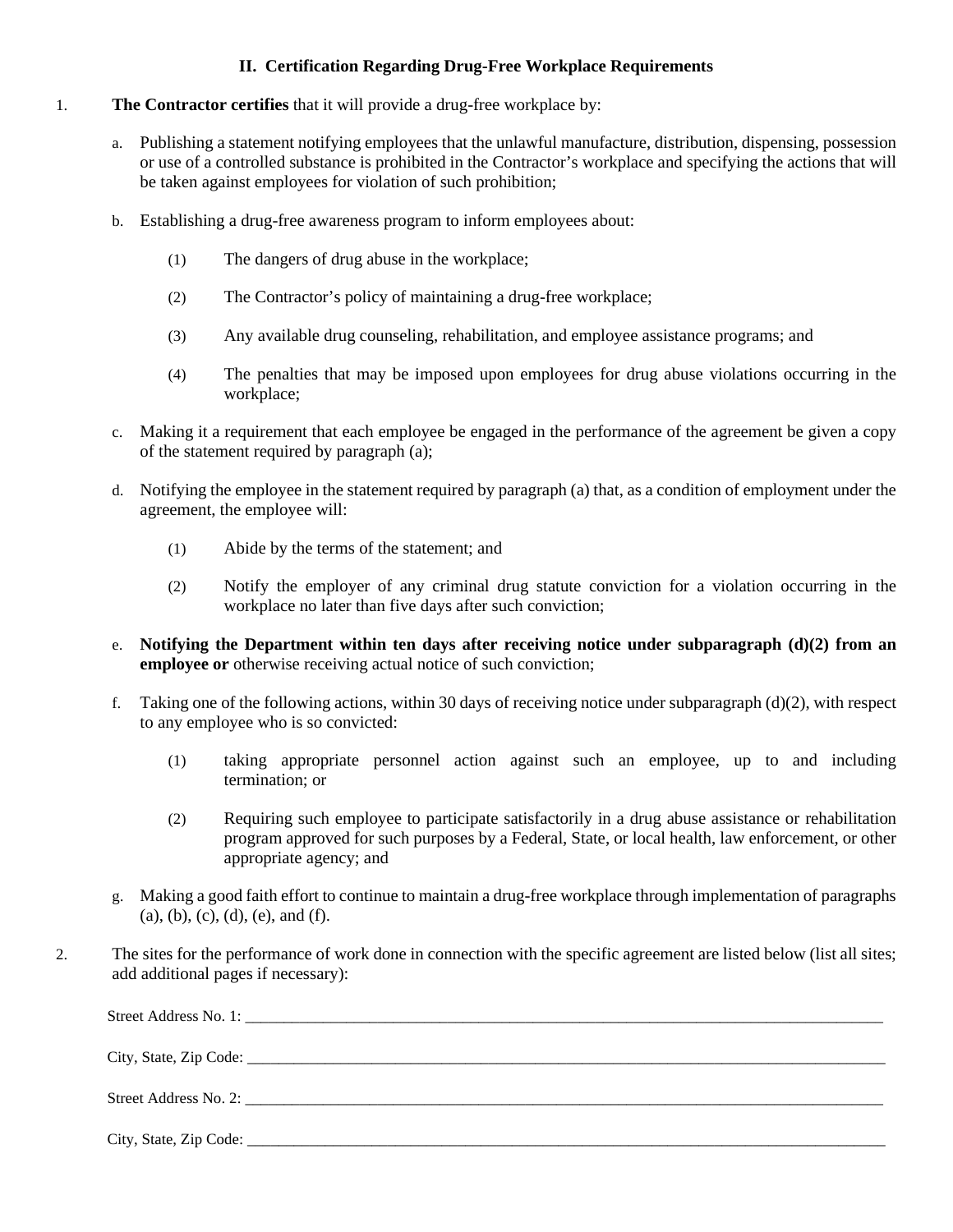## II. Certification Regarding Drug-Free Workplace Requirements

1. **The Contractor certifies** that it will provide a drug-free workplace by:

   a. Publishing a statement notifying employees that the unlawful manufacture, distribution, dispensing, possession or use of a controlled substance is prohibited in the Contractor's workplace and specifying the actions that will be taken against employees for violation of such prohibition;

   b. Establishing a drug-free awareness program to inform employees about:

      (1) The dangers of drug abuse in the workplace;

      (2) The Contractor's policy of maintaining a drug-free workplace;

      (3) Any available drug counseling, rehabilitation, and employee assistance programs; and

      (4) The penalties that may be imposed upon employees for drug abuse violations occurring in the workplace;

   c. Making it a requirement that each employee be engaged in the performance of the agreement be given a copy of the statement required by paragraph (a);

   d. Notifying the employee in the statement required by paragraph (a) that, as a condition of employment under the agreement, the employee will:

      (1) Abide by the terms of the statement; and

      (2) Notify the employer of any criminal drug statute conviction for a violation occurring in the workplace no later than five days after such conviction;

   e. **Notifying the Department within ten days after receiving notice under subparagraph (d)(2) from an employee or** otherwise receiving actual notice of such conviction;

   f. Taking one of the following actions, within 30 days of receiving notice under subparagraph (d)(2), with respect to any employee who is so convicted:

      (1) taking appropriate personnel action against such an employee, up to and including termination; or

      (2) Requiring such employee to participate satisfactorily in a drug abuse assistance or rehabilitation program approved for such purposes by a Federal, State, or local health, law enforcement, or other appropriate agency; and

   g. Making a good faith effort to continue to maintain a drug-free workplace through implementation of paragraphs (a), (b), (c), (d), (e), and (f).

2. The sites for the performance of work done in connection with the specific agreement are listed below (list all sites; add additional pages if necessary):

Street Address No. 1: ______________________________________________

City, State, Zip Code: ______________________________________________

Street Address No. 2: ______________________________________________

City, State, Zip Code: ______________________________________________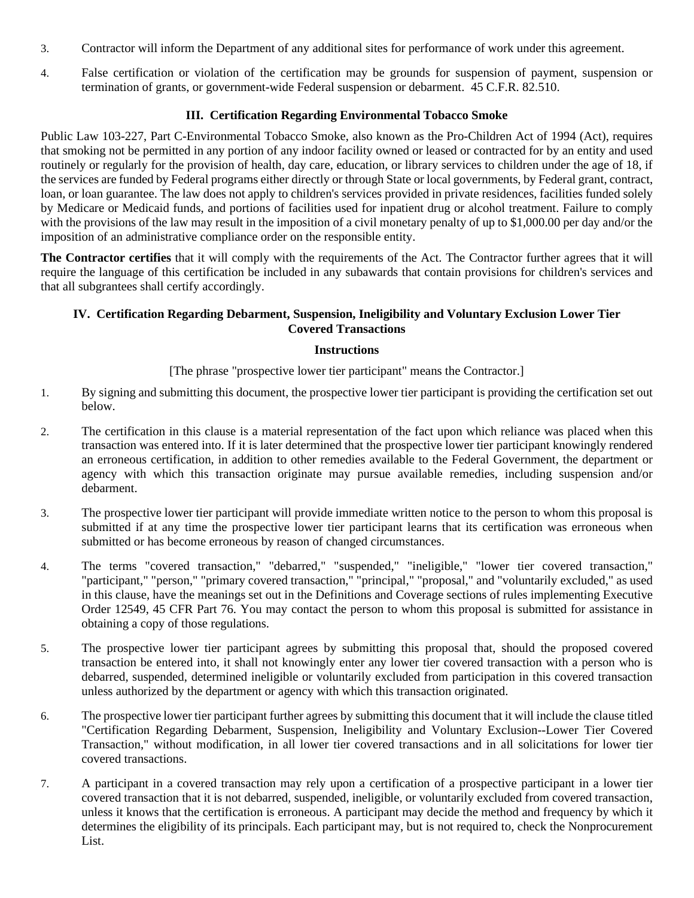3. Contractor will inform the Department of any additional sites for performance of work under this agreement.

4. False certification or violation of the certification may be grounds for suspension of payment, suspension or termination of grants, or government-wide Federal suspension or debarment. 45 C.F.R. 82.510.

### III. Certification Regarding Environmental Tobacco Smoke

Public Law 103-227, Part C-Environmental Tobacco Smoke, also known as the Pro-Children Act of 1994 (Act), requires that smoking not be permitted in any portion of any indoor facility owned or leased or contracted for by an entity and used routinely or regularly for the provision of health, day care, education, or library services to children under the age of 18, if the services are funded by Federal programs either directly or through State or local governments, by Federal grant, contract, loan, or loan guarantee. The law does not apply to children's services provided in private residences, facilities funded solely by Medicare or Medicaid funds, and portions of facilities used for inpatient drug or alcohol treatment. Failure to comply with the provisions of the law may result in the imposition of a civil monetary penalty of up to $1,000.00 per day and/or the imposition of an administrative compliance order on the responsible entity.

**The Contractor certifies** that it will comply with the requirements of the Act. The Contractor further agrees that it will require the language of this certification be included in any subawards that contain provisions for children's services and that all subgrantees shall certify accordingly.

### IV. Certification Regarding Debarment, Suspension, Ineligibility and Voluntary Exclusion Lower Tier Covered Transactions

**Instructions**

[The phrase "prospective lower tier participant" means the Contractor.]

1. By signing and submitting this document, the prospective lower tier participant is providing the certification set out below.

2. The certification in this clause is a material representation of the fact upon which reliance was placed when this transaction was entered into. If it is later determined that the prospective lower tier participant knowingly rendered an erroneous certification, in addition to other remedies available to the Federal Government, the department or agency with which this transaction originate may pursue available remedies, including suspension and/or debarment.

3. The prospective lower tier participant will provide immediate written notice to the person to whom this proposal is submitted if at any time the prospective lower tier participant learns that its certification was erroneous when submitted or has become erroneous by reason of changed circumstances.

4. The terms "covered transaction," "debarred," "suspended," "ineligible," "lower tier covered transaction," "participant," "person," "primary covered transaction," "principal," "proposal," and "voluntarily excluded," as used in this clause, have the meanings set out in the Definitions and Coverage sections of rules implementing Executive Order 12549, 45 CFR Part 76. You may contact the person to whom this proposal is submitted for assistance in obtaining a copy of those regulations.

5. The prospective lower tier participant agrees by submitting this proposal that, should the proposed covered transaction be entered into, it shall not knowingly enter any lower tier covered transaction with a person who is debarred, suspended, determined ineligible or voluntarily excluded from participation in this covered transaction unless authorized by the department or agency with which this transaction originated.

6. The prospective lower tier participant further agrees by submitting this document that it will include the clause titled "Certification Regarding Debarment, Suspension, Ineligibility and Voluntary Exclusion--Lower Tier Covered Transaction," without modification, in all lower tier covered transactions and in all solicitations for lower tier covered transactions.

7. A participant in a covered transaction may rely upon a certification of a prospective participant in a lower tier covered transaction that it is not debarred, suspended, ineligible, or voluntarily excluded from covered transaction, unless it knows that the certification is erroneous. A participant may decide the method and frequency by which it determines the eligibility of its principals. Each participant may, but is not required to, check the Nonprocurement List.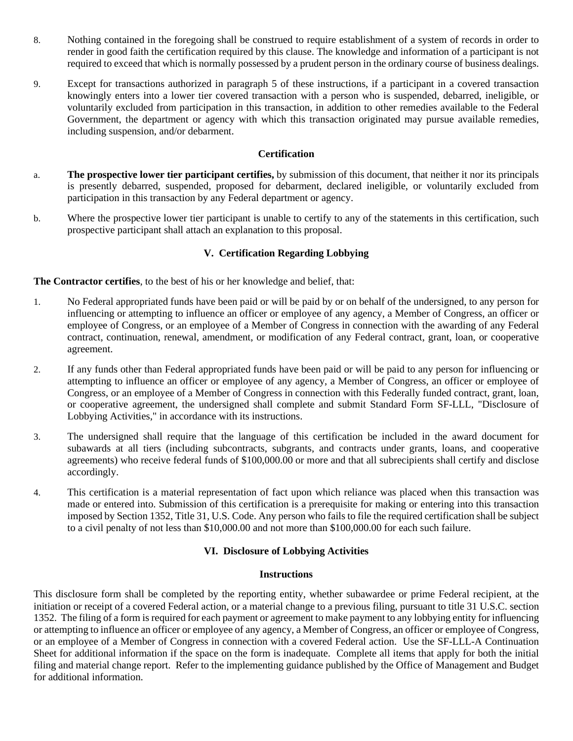8. Nothing contained in the foregoing shall be construed to require establishment of a system of records in order to render in good faith the certification required by this clause. The knowledge and information of a participant is not required to exceed that which is normally possessed by a prudent person in the ordinary course of business dealings.

9. Except for transactions authorized in paragraph 5 of these instructions, if a participant in a covered transaction knowingly enters into a lower tier covered transaction with a person who is suspended, debarred, ineligible, or voluntarily excluded from participation in this transaction, in addition to other remedies available to the Federal Government, the department or agency with which this transaction originated may pursue available remedies, including suspension, and/or debarment.

### Certification

a. **The prospective lower tier participant certifies,** by submission of this document, that neither it nor its principals is presently debarred, suspended, proposed for debarment, declared ineligible, or voluntarily excluded from participation in this transaction by any Federal department or agency.

b. Where the prospective lower tier participant is unable to certify to any of the statements in this certification, such prospective participant shall attach an explanation to this proposal.

## V. Certification Regarding Lobbying

**The Contractor certifies**, to the best of his or her knowledge and belief, that:

1. No Federal appropriated funds have been paid or will be paid by or on behalf of the undersigned, to any person for influencing or attempting to influence an officer or employee of any agency, a Member of Congress, an officer or employee of Congress, or an employee of a Member of Congress in connection with the awarding of any Federal contract, continuation, renewal, amendment, or modification of any Federal contract, grant, loan, or cooperative agreement.

2. If any funds other than Federal appropriated funds have been paid or will be paid to any person for influencing or attempting to influence an officer or employee of any agency, a Member of Congress, an officer or employee of Congress, or an employee of a Member of Congress in connection with this Federally funded contract, grant, loan, or cooperative agreement, the undersigned shall complete and submit Standard Form SF-LLL, "Disclosure of Lobbying Activities," in accordance with its instructions.

3. The undersigned shall require that the language of this certification be included in the award document for subawards at all tiers (including subcontracts, subgrants, and contracts under grants, loans, and cooperative agreements) who receive federal funds of $100,000.00 or more and that all subrecipients shall certify and disclose accordingly.

4. This certification is a material representation of fact upon which reliance was placed when this transaction was made or entered into. Submission of this certification is a prerequisite for making or entering into this transaction imposed by Section 1352, Title 31, U.S. Code. Any person who fails to file the required certification shall be subject to a civil penalty of not less than $10,000.00 and not more than $100,000.00 for each such failure.

## VI. Disclosure of Lobbying Activities

### Instructions

This disclosure form shall be completed by the reporting entity, whether subawardee or prime Federal recipient, at the initiation or receipt of a covered Federal action, or a material change to a previous filing, pursuant to title 31 U.S.C. section 1352. The filing of a form is required for each payment or agreement to make payment to any lobbying entity for influencing or attempting to influence an officer or employee of any agency, a Member of Congress, an officer or employee of Congress, or an employee of a Member of Congress in connection with a covered Federal action. Use the SF-LLL-A Continuation Sheet for additional information if the space on the form is inadequate. Complete all items that apply for both the initial filing and material change report. Refer to the implementing guidance published by the Office of Management and Budget for additional information.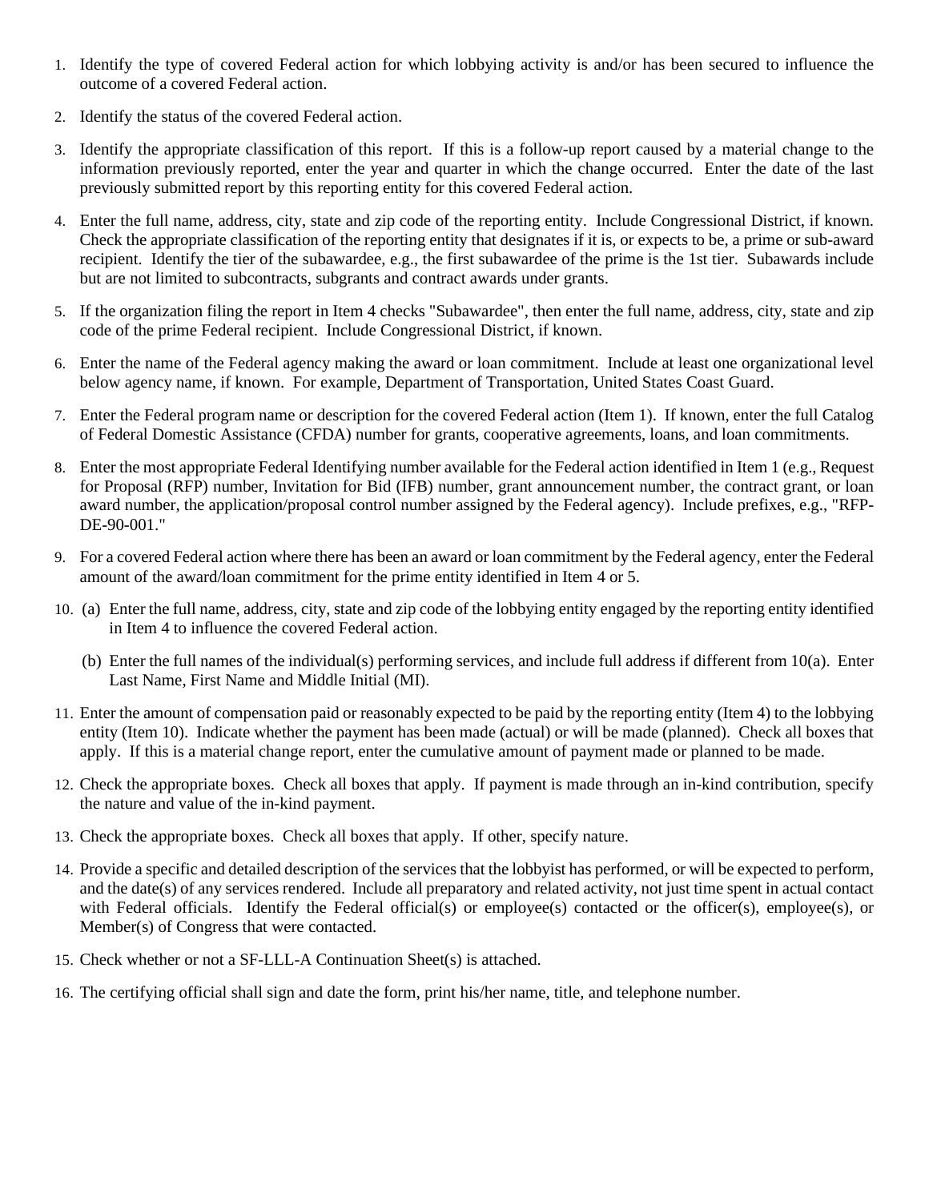1. Identify the type of covered Federal action for which lobbying activity is and/or has been secured to influence the outcome of a covered Federal action.

2. Identify the status of the covered Federal action.

3. Identify the appropriate classification of this report. If this is a follow-up report caused by a material change to the information previously reported, enter the year and quarter in which the change occurred. Enter the date of the last previously submitted report by this reporting entity for this covered Federal action.

4. Enter the full name, address, city, state and zip code of the reporting entity. Include Congressional District, if known. Check the appropriate classification of the reporting entity that designates if it is, or expects to be, a prime or sub-award recipient. Identify the tier of the subawardee, e.g., the first subawardee of the prime is the 1st tier. Subawards include but are not limited to subcontracts, subgrants and contract awards under grants.

5. If the organization filing the report in Item 4 checks "Subawardee", then enter the full name, address, city, state and zip code of the prime Federal recipient. Include Congressional District, if known.

6. Enter the name of the Federal agency making the award or loan commitment. Include at least one organizational level below agency name, if known. For example, Department of Transportation, United States Coast Guard.

7. Enter the Federal program name or description for the covered Federal action (Item 1). If known, enter the full Catalog of Federal Domestic Assistance (CFDA) number for grants, cooperative agreements, loans, and loan commitments.

8. Enter the most appropriate Federal Identifying number available for the Federal action identified in Item 1 (e.g., Request for Proposal (RFP) number, Invitation for Bid (IFB) number, grant announcement number, the contract grant, or loan award number, the application/proposal control number assigned by the Federal agency). Include prefixes, e.g., "RFP-DE-90-001."

9. For a covered Federal action where there has been an award or loan commitment by the Federal agency, enter the Federal amount of the award/loan commitment for the prime entity identified in Item 4 or 5.

10. (a) Enter the full name, address, city, state and zip code of the lobbying entity engaged by the reporting entity identified in Item 4 to influence the covered Federal action.

    (b) Enter the full names of the individual(s) performing services, and include full address if different from 10(a). Enter Last Name, First Name and Middle Initial (MI).

11. Enter the amount of compensation paid or reasonably expected to be paid by the reporting entity (Item 4) to the lobbying entity (Item 10). Indicate whether the payment has been made (actual) or will be made (planned). Check all boxes that apply. If this is a material change report, enter the cumulative amount of payment made or planned to be made.

12. Check the appropriate boxes. Check all boxes that apply. If payment is made through an in-kind contribution, specify the nature and value of the in-kind payment.

13. Check the appropriate boxes. Check all boxes that apply. If other, specify nature.

14. Provide a specific and detailed description of the services that the lobbyist has performed, or will be expected to perform, and the date(s) of any services rendered. Include all preparatory and related activity, not just time spent in actual contact with Federal officials. Identify the Federal official(s) or employee(s) contacted or the officer(s), employee(s), or Member(s) of Congress that were contacted.

15. Check whether or not a SF-LLL-A Continuation Sheet(s) is attached.

16. The certifying official shall sign and date the form, print his/her name, title, and telephone number.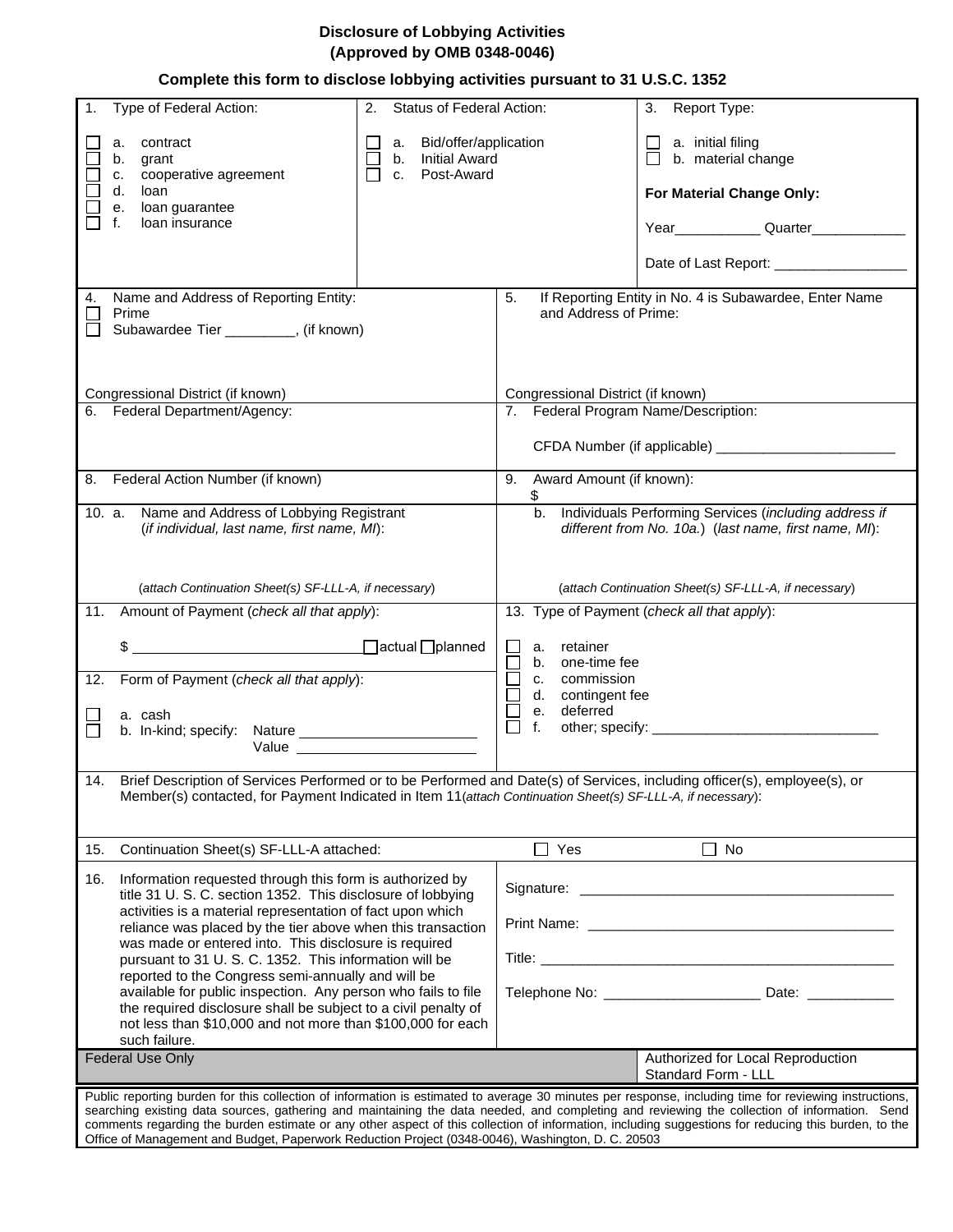# Disclosure of Lobbying Activities

**(Approved by OMB 0348-0046)**

**Complete this form to disclose lobbying activities pursuant to 31 U.S.C. 1352**

| 1. Type of Federal Action: | 2. Status of Federal Action: | 3. Report Type: |
|---|---|---|
| ☐ a. contract<br>☐ b. grant<br>☐ c. cooperative agreement<br>☐ d. loan<br>☐ e. loan guarantee<br>☐ f. loan insurance | ☐ a. Bid/offer/application<br>☐ b. Initial Award<br>☐ c. Post-Award | ☐ a. initial filing<br>☐ b. material change<br><br>**For Material Change Only:**<br><br>Year___________ Quarter____________<br><br>Date of Last Report: _________________ |

| | |
|---|---|
| 4. Name and Address of Reporting Entity:<br>☐ Prime<br>☐ Subawardee Tier _________, (if known)<br><br>Congressional District (if known) | 5. If Reporting Entity in No. 4 is Subawardee, Enter Name and Address of Prime:<br><br>Congressional District (if known) |
| 6. Federal Department/Agency: | 7. Federal Program Name/Description:<br><br>CFDA Number (if applicable) _______________________ |
| 8. Federal Action Number (if known) | 9. Award Amount (if known):<br>$ |
| 10. a. Name and Address of Lobbying Registrant (*if individual, last name, first name, MI*):<br><br>(*attach Continuation Sheet(s) SF-LLL-A, if necessary*) | b. Individuals Performing Services (*including address if different from No. 10a.*) (*last name, first name, MI*):<br><br>(*attach Continuation Sheet(s) SF-LLL-A, if necessary*) |
| 11. Amount of Payment (*check all that apply*):<br><br>$ ____________________________ ☐ actual ☐ planned<br><br>12. Form of Payment (*check all that apply*):<br><br>☐ a. cash<br>☐ b. In-kind; specify: Nature _______________________<br>Value _______________________ | 13. Type of Payment (*check all that apply*):<br><br>☐ a. retainer<br>☐ b. one-time fee<br>☐ c. commission<br>☐ d. contingent fee<br>☐ e. deferred<br>☐ f. other; specify: _____________________________ |

14. Brief Description of Services Performed or to be Performed and Date(s) of Services, including officer(s), employee(s), or Member(s) contacted, for Payment Indicated in Item 11(*attach Continuation Sheet(s) SF-LLL-A, if necessary*):

15. Continuation Sheet(s) SF-LLL-A attached: ☐ Yes ☐ No

| | |
|---|---|
| 16. Information requested through this form is authorized by title 31 U. S. C. section 1352. This disclosure of lobbying activities is a material representation of fact upon which reliance was placed by the tier above when this transaction was made or entered into. This disclosure is required pursuant to 31 U. S. C. 1352. This information will be reported to the Congress semi-annually and will be available for public inspection. Any person who fails to file the required disclosure shall be subject to a civil penalty of not less than $10,000 and not more than $100,000 for each such failure. | Signature: ________________________________________<br><br>Print Name: ______________________________________<br><br>Title: ____________________________________________<br><br>Telephone No: ____________________ Date: ___________ |
| Federal Use Only | Authorized for Local Reproduction<br>Standard Form - LLL |

Public reporting burden for this collection of information is estimated to average 30 minutes per response, including time for reviewing instructions, searching existing data sources, gathering and maintaining the data needed, and completing and reviewing the collection of information. Send comments regarding the burden estimate or any other aspect of this collection of information, including suggestions for reducing this burden, to the Office of Management and Budget, Paperwork Reduction Project (0348-0046), Washington, D. C. 20503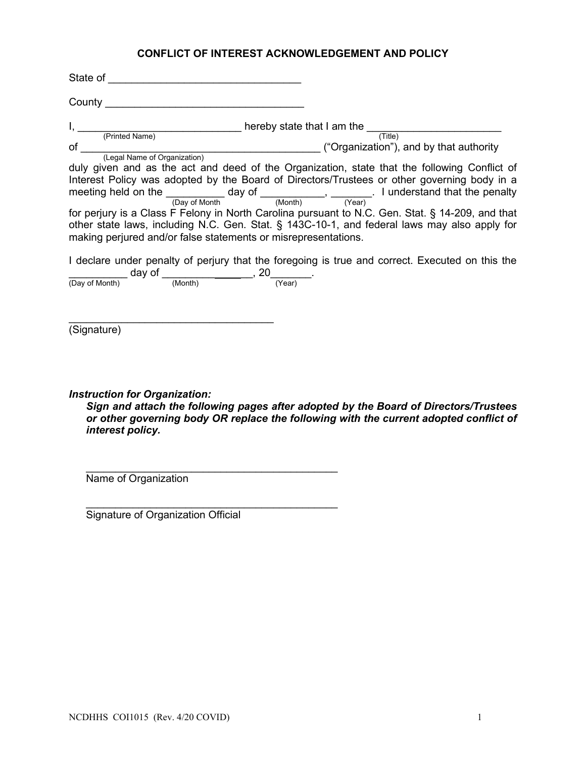# CONFLICT OF INTEREST ACKNOWLEDGEMENT AND POLICY

State of ________________________________

County _________________________________

I, ___________________________ hereby state that I am the ______________________
(Printed Name) (Title)

of _______________________________________ ("Organization"), and by that authority
(Legal Name of Organization)

duly given and as the act and deed of the Organization, state that the following Conflict of Interest Policy was adopted by the Board of Directors/Trustees or other governing body in a meeting held on the __________ day of ___________, _______. I understand that the penalty
(Day of Month (Month) (Year)

for perjury is a Class F Felony in North Carolina pursuant to N.C. Gen. Stat. § 14-209, and that other state laws, including N.C. Gen. Stat. § 143C-10-1, and federal laws may also apply for making perjured and/or false statements or misrepresentations.

I declare under penalty of perjury that the foregoing is true and correct. Executed on this the __________ day of _______________, 20_______.
(Day of Month) (Month) (Year)

___________________________________
(Signature)

***Instruction for Organization:***

***Sign and attach the following pages after adopted by the Board of Directors/Trustees or other governing body OR replace the following with the current adopted conflict of interest policy.***

___________________________________________
Name of Organization

___________________________________________
Signature of Organization Official

NCDHHS COI1015 (Rev. 4/20 COVID)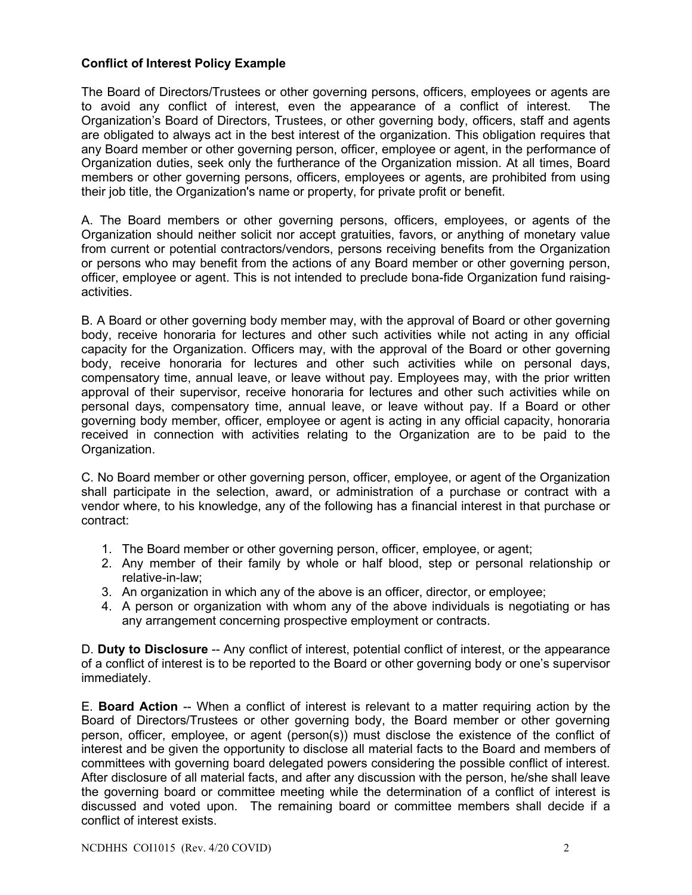**Conflict of Interest Policy Example**

The Board of Directors/Trustees or other governing persons, officers, employees or agents are to avoid any conflict of interest, even the appearance of a conflict of interest. The Organization's Board of Directors, Trustees, or other governing body, officers, staff and agents are obligated to always act in the best interest of the organization. This obligation requires that any Board member or other governing person, officer, employee or agent, in the performance of Organization duties, seek only the furtherance of the Organization mission. At all times, Board members or other governing persons, officers, employees or agents, are prohibited from using their job title, the Organization's name or property, for private profit or benefit.

A. The Board members or other governing persons, officers, employees, or agents of the Organization should neither solicit nor accept gratuities, favors, or anything of monetary value from current or potential contractors/vendors, persons receiving benefits from the Organization or persons who may benefit from the actions of any Board member or other governing person, officer, employee or agent. This is not intended to preclude bona-fide Organization fund raising-activities.

B. A Board or other governing body member may, with the approval of Board or other governing body, receive honoraria for lectures and other such activities while not acting in any official capacity for the Organization. Officers may, with the approval of the Board or other governing body, receive honoraria for lectures and other such activities while on personal days, compensatory time, annual leave, or leave without pay. Employees may, with the prior written approval of their supervisor, receive honoraria for lectures and other such activities while on personal days, compensatory time, annual leave, or leave without pay. If a Board or other governing body member, officer, employee or agent is acting in any official capacity, honoraria received in connection with activities relating to the Organization are to be paid to the Organization.

C. No Board member or other governing person, officer, employee, or agent of the Organization shall participate in the selection, award, or administration of a purchase or contract with a vendor where, to his knowledge, any of the following has a financial interest in that purchase or contract:

1. The Board member or other governing person, officer, employee, or agent;
2. Any member of their family by whole or half blood, step or personal relationship or relative-in-law;
3. An organization in which any of the above is an officer, director, or employee;
4. A person or organization with whom any of the above individuals is negotiating or has any arrangement concerning prospective employment or contracts.

D. **Duty to Disclosure** -- Any conflict of interest, potential conflict of interest, or the appearance of a conflict of interest is to be reported to the Board or other governing body or one's supervisor immediately.

E. **Board Action** -- When a conflict of interest is relevant to a matter requiring action by the Board of Directors/Trustees or other governing body, the Board member or other governing person, officer, employee, or agent (person(s)) must disclose the existence of the conflict of interest and be given the opportunity to disclose all material facts to the Board and members of committees with governing board delegated powers considering the possible conflict of interest. After disclosure of all material facts, and after any discussion with the person, he/she shall leave the governing board or committee meeting while the determination of a conflict of interest is discussed and voted upon. The remaining board or committee members shall decide if a conflict of interest exists.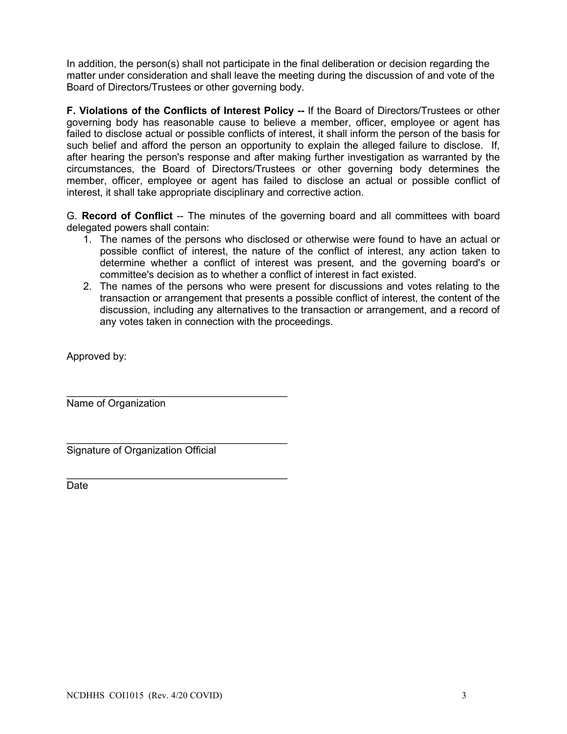In addition, the person(s) shall not participate in the final deliberation or decision regarding the matter under consideration and shall leave the meeting during the discussion of and vote of the Board of Directors/Trustees or other governing body.

**F. Violations of the Conflicts of Interest Policy --** If the Board of Directors/Trustees or other governing body has reasonable cause to believe a member, officer, employee or agent has failed to disclose actual or possible conflicts of interest, it shall inform the person of the basis for such belief and afford the person an opportunity to explain the alleged failure to disclose. If, after hearing the person's response and after making further investigation as warranted by the circumstances, the Board of Directors/Trustees or other governing body determines the member, officer, employee or agent has failed to disclose an actual or possible conflict of interest, it shall take appropriate disciplinary and corrective action.

G. **Record of Conflict** -- The minutes of the governing board and all committees with board delegated powers shall contain:

1. The names of the persons who disclosed or otherwise were found to have an actual or possible conflict of interest, the nature of the conflict of interest, any action taken to determine whether a conflict of interest was present, and the governing board's or committee's decision as to whether a conflict of interest in fact existed.
2. The names of the persons who were present for discussions and votes relating to the transaction or arrangement that presents a possible conflict of interest, the content of the discussion, including any alternatives to the transaction or arrangement, and a record of any votes taken in connection with the proceedings.

Approved by:

\_\_\_\_\_\_\_\_\_\_\_\_\_\_\_\_\_\_\_\_\_\_\_\_\_\_\_\_\_\_\_\_\_\_\_\_\_\_\_\_
Name of Organization

\_\_\_\_\_\_\_\_\_\_\_\_\_\_\_\_\_\_\_\_\_\_\_\_\_\_\_\_\_\_\_\_\_\_\_\_\_\_\_\_
Signature of Organization Official

\_\_\_\_\_\_\_\_\_\_\_\_\_\_\_\_\_\_\_\_\_\_\_\_\_\_\_\_\_\_\_\_\_\_\_\_\_\_\_\_
Date

NCDHHS COI1015 (Rev. 4/20 COVID)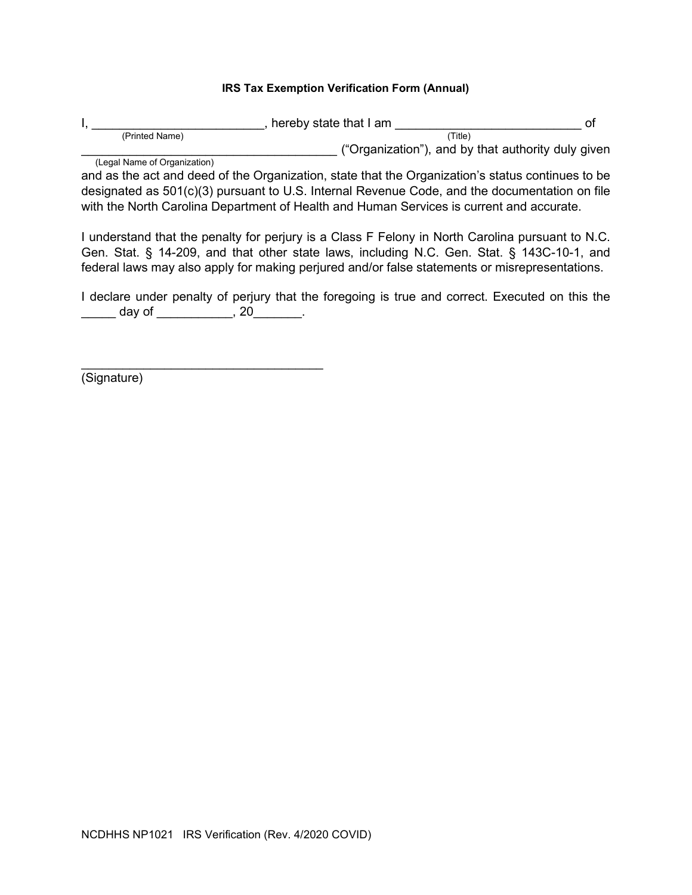### IRS Tax Exemption Verification Form (Annual)

I, _________________________, hereby state that I am ___________________________ of
(Printed Name) (Title)

____________________________________ ("Organization"), and by that authority duly given
(Legal Name of Organization)

and as the act and deed of the Organization, state that the Organization's status continues to be designated as 501(c)(3) pursuant to U.S. Internal Revenue Code, and the documentation on file with the North Carolina Department of Health and Human Services is current and accurate.

I understand that the penalty for perjury is a Class F Felony in North Carolina pursuant to N.C. Gen. Stat. § 14-209, and that other state laws, including N.C. Gen. Stat. § 143C-10-1, and federal laws may also apply for making perjured and/or false statements or misrepresentations.

I declare under penalty of perjury that the foregoing is true and correct. Executed on this the _____ day of ___________, 20_______.

__________________________________
(Signature)

NCDHHS NP1021 IRS Verification (Rev. 4/2020 COVID)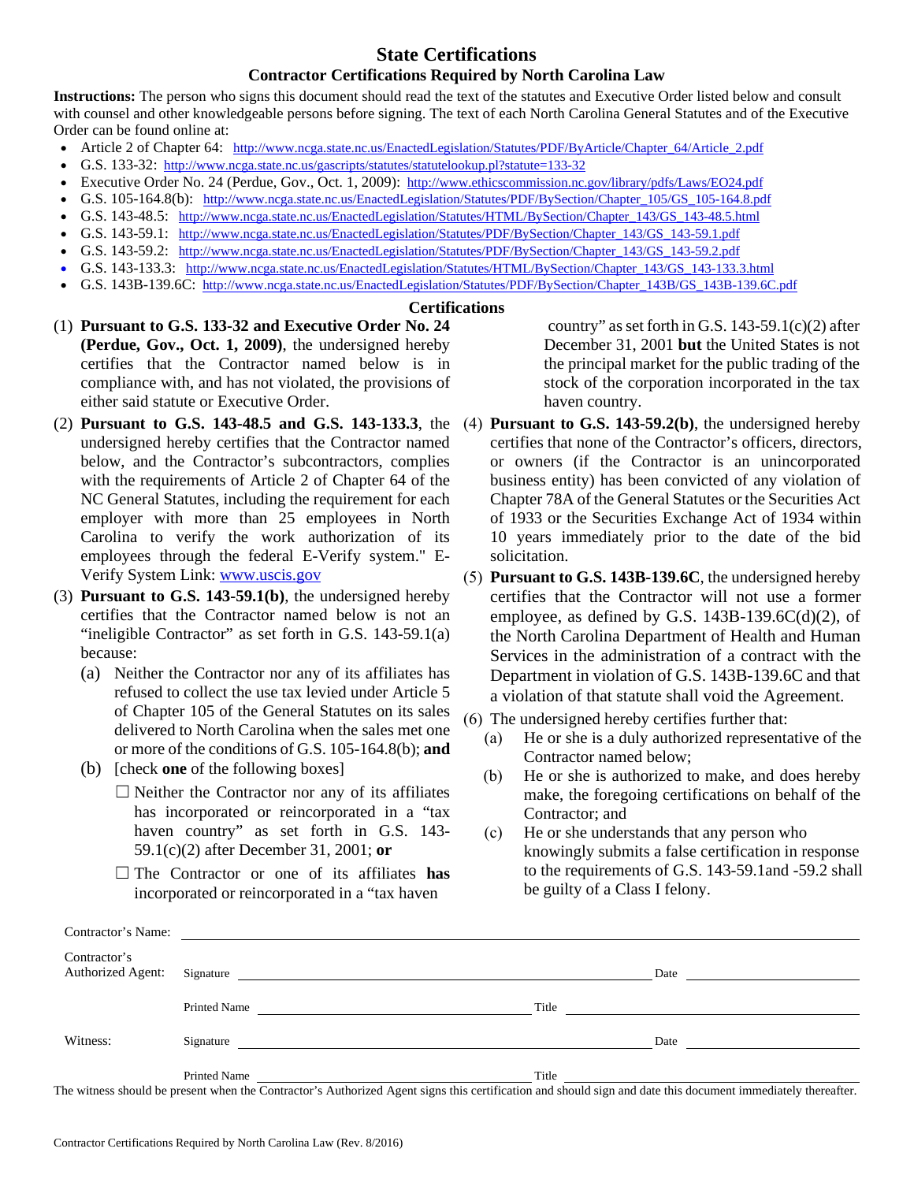# State Certifications

## Contractor Certifications Required by North Carolina Law

**Instructions:** The person who signs this document should read the text of the statutes and Executive Order listed below and consult with counsel and other knowledgeable persons before signing. The text of each North Carolina General Statutes and of the Executive Order can be found online at:

- Article 2 of Chapter 64: http://www.ncga.state.nc.us/EnactedLegislation/Statutes/PDF/ByArticle/Chapter_64/Article_2.pdf
- G.S. 133-32: http://www.ncga.state.nc.us/gascripts/statutes/statutelookup.pl?statute=133-32
- Executive Order No. 24 (Perdue, Gov., Oct. 1, 2009): http://www.ethicscommission.nc.gov/library/pdfs/Laws/EO24.pdf
- G.S. 105-164.8(b): http://www.ncga.state.nc.us/EnactedLegislation/Statutes/PDF/BySection/Chapter_105/GS_105-164.8.pdf
- G.S. 143-48.5: http://www.ncga.state.nc.us/EnactedLegislation/Statutes/HTML/BySection/Chapter_143/GS_143-48.5.html
- G.S. 143-59.1: http://www.ncga.state.nc.us/EnactedLegislation/Statutes/PDF/BySection/Chapter_143/GS_143-59.1.pdf
- G.S. 143-59.2: http://www.ncga.state.nc.us/EnactedLegislation/Statutes/PDF/BySection/Chapter_143/GS_143-59.2.pdf
- G.S. 143-133.3: http://www.ncga.state.nc.us/EnactedLegislation/Statutes/HTML/BySection/Chapter_143/GS_143-133.3.html
- G.S. 143B-139.6C: http://www.ncga.state.nc.us/EnactedLegislation/Statutes/PDF/BySection/Chapter_143B/GS_143B-139.6C.pdf

### Certifications

(1) **Pursuant to G.S. 133-32 and Executive Order No. 24 (Perdue, Gov., Oct. 1, 2009)**, the undersigned hereby certifies that the Contractor named below is in compliance with, and has not violated, the provisions of either said statute or Executive Order.

(2) **Pursuant to G.S. 143-48.5 and G.S. 143-133.3**, the undersigned hereby certifies that the Contractor named below, and the Contractor's subcontractors, complies with the requirements of Article 2 of Chapter 64 of the NC General Statutes, including the requirement for each employer with more than 25 employees in North Carolina to verify the work authorization of its employees through the federal E-Verify system." E-Verify System Link: www.uscis.gov

(3) **Pursuant to G.S. 143-59.1(b)**, the undersigned hereby certifies that the Contractor named below is not an "ineligible Contractor" as set forth in G.S. 143-59.1(a) because:

  (a) Neither the Contractor nor any of its affiliates has refused to collect the use tax levied under Article 5 of Chapter 105 of the General Statutes on its sales delivered to North Carolina when the sales met one or more of the conditions of G.S. 105-164.8(b); **and**

  (b) [check **one** of the following boxes]

  ☐ Neither the Contractor nor any of its affiliates has incorporated or reincorporated in a "tax haven country" as set forth in G.S. 143-59.1(c)(2) after December 31, 2001; **or**

  ☐ The Contractor or one of its affiliates **has** incorporated or reincorporated in a "tax haven country" as set forth in G.S. 143-59.1(c)(2) after December 31, 2001 **but** the United States is not the principal market for the public trading of the stock of the corporation incorporated in the tax haven country.

(4) **Pursuant to G.S. 143-59.2(b)**, the undersigned hereby certifies that none of the Contractor's officers, directors, or owners (if the Contractor is an unincorporated business entity) has been convicted of any violation of Chapter 78A of the General Statutes or the Securities Act of 1933 or the Securities Exchange Act of 1934 within 10 years immediately prior to the date of the bid solicitation.

(5) **Pursuant to G.S. 143B-139.6C**, the undersigned hereby certifies that the Contractor will not use a former employee, as defined by G.S. 143B-139.6C(d)(2), of the North Carolina Department of Health and Human Services in the administration of a contract with the Department in violation of G.S. 143B-139.6C and that a violation of that statute shall void the Agreement.

(6) The undersigned hereby certifies further that:

  (a) He or she is a duly authorized representative of the Contractor named below;

  (b) He or she is authorized to make, and does hereby make, the foregoing certifications on behalf of the Contractor; and

  (c) He or she understands that any person who knowingly submits a false certification in response to the requirements of G.S. 143-59.1and -59.2 shall be guilty of a Class I felony.

Contractor's Name: ______________________________

Contractor's Authorized Agent: Signature ______________________________ Date ______________

Printed Name ______________________________ Title ______________________________

Witness: Signature ______________________________ Date ______________

Printed Name ______________________________ Title ______________________________

The witness should be present when the Contractor's Authorized Agent signs this certification and should sign and date this document immediately thereafter.

Contractor Certifications Required by North Carolina Law (Rev. 8/2016)